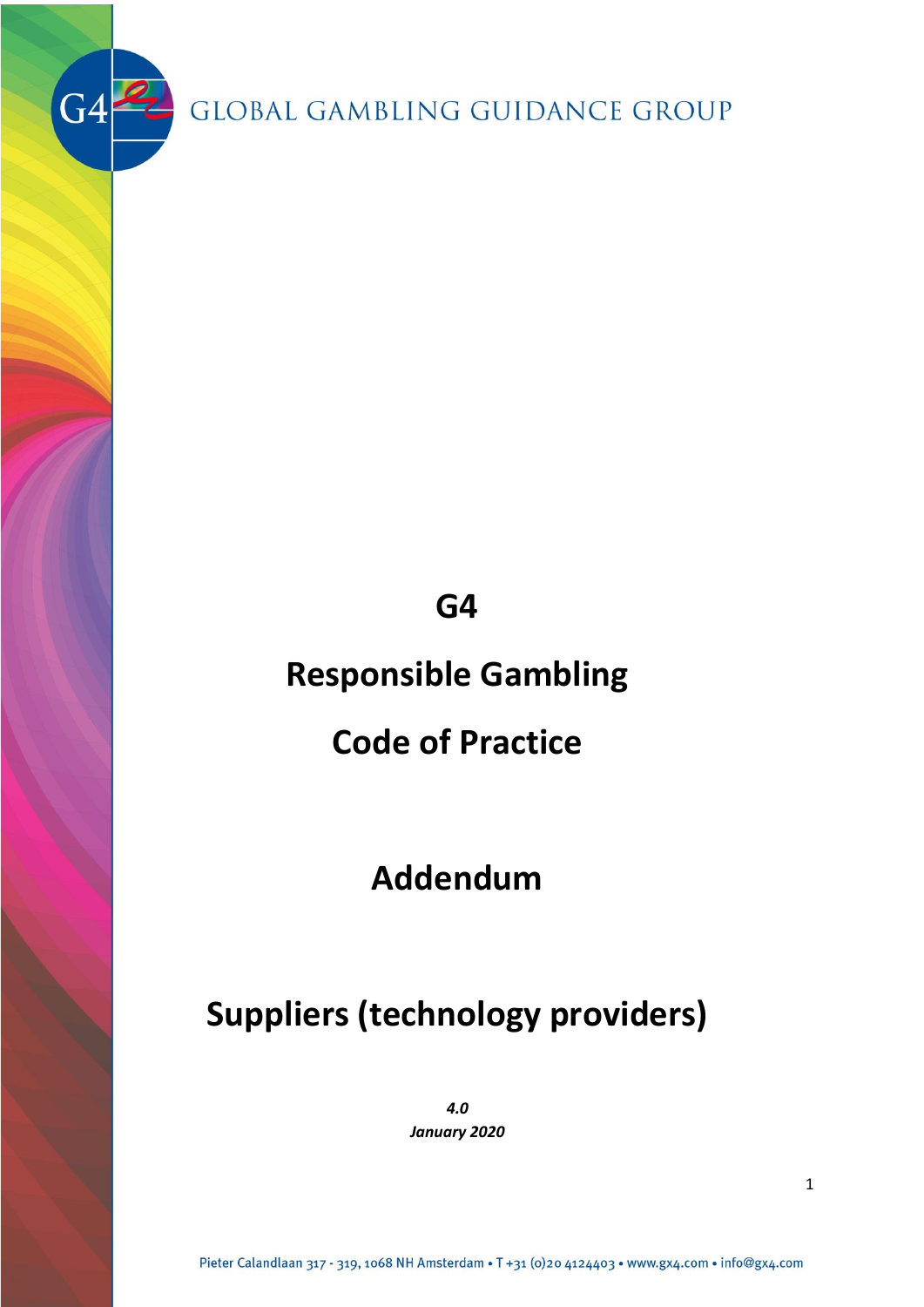GLOBAL GAMBLING GUIDANCE GROUP

# G4

# Responsible Gambling

# Code of Practice

## Addendum

## Suppliers (technology providers)

***4.0***
***January 2020***

Pieter Calandlaan 317 - 319, 1068 NH Amsterdam • T +31 (0)20 4124403 • www.gx4.com • info@gx4.com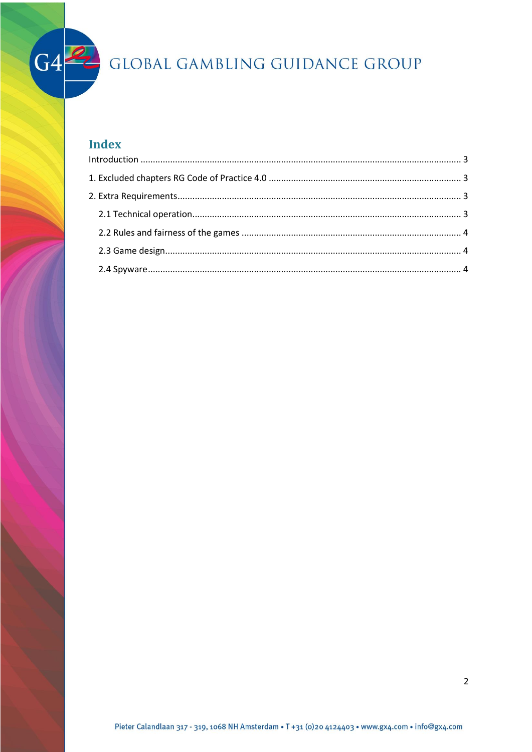## Index

Introduction ........................................................................................................................ 3

1. Excluded chapters RG Code of Practice 4.0 ............................................................................ 3

2. Extra Requirements.................................................................................................................. 3

   2.1 Technical operation........................................................................................................... 3

   2.2 Rules and fairness of the games ....................................................................................... 4

   2.3 Game design...................................................................................................................... 4

   2.4 Spyware............................................................................................................................. 4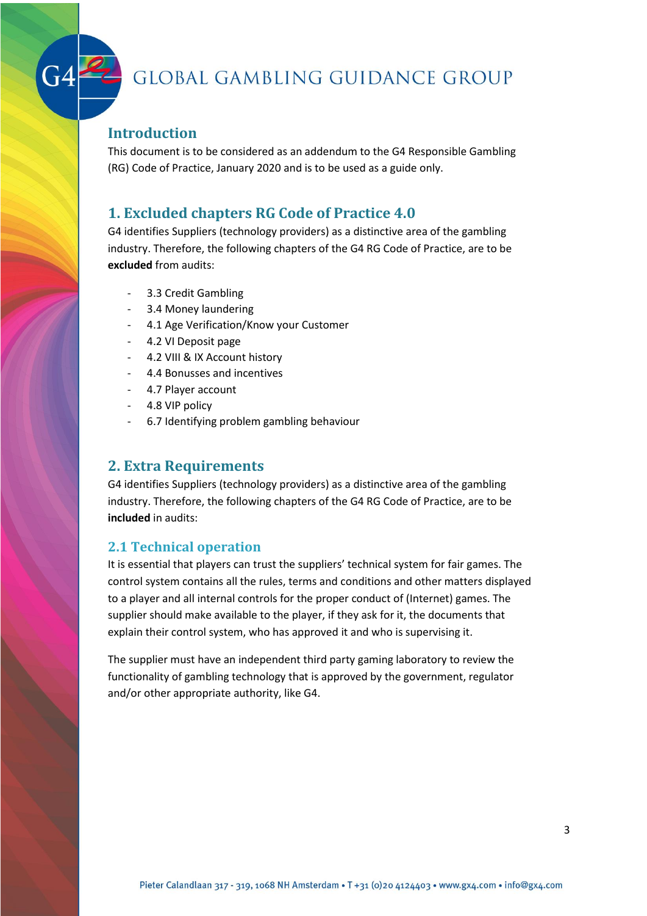## Introduction

This document is to be considered as an addendum to the G4 Responsible Gambling (RG) Code of Practice, January 2020 and is to be used as a guide only.

## 1. Excluded chapters RG Code of Practice 4.0

G4 identifies Suppliers (technology providers) as a distinctive area of the gambling industry. Therefore, the following chapters of the G4 RG Code of Practice, are to be **excluded** from audits:

- 3.3 Credit Gambling
- 3.4 Money laundering
- 4.1 Age Verification/Know your Customer
- 4.2 VI Deposit page
- 4.2 VIII & IX Account history
- 4.4 Bonusses and incentives
- 4.7 Player account
- 4.8 VIP policy
- 6.7 Identifying problem gambling behaviour

## 2. Extra Requirements

G4 identifies Suppliers (technology providers) as a distinctive area of the gambling industry. Therefore, the following chapters of the G4 RG Code of Practice, are to be **included** in audits:

### 2.1 Technical operation

It is essential that players can trust the suppliers' technical system for fair games. The control system contains all the rules, terms and conditions and other matters displayed to a player and all internal controls for the proper conduct of (Internet) games. The supplier should make available to the player, if they ask for it, the documents that explain their control system, who has approved it and who is supervising it.

The supplier must have an independent third party gaming laboratory to review the functionality of gambling technology that is approved by the government, regulator and/or other appropriate authority, like G4.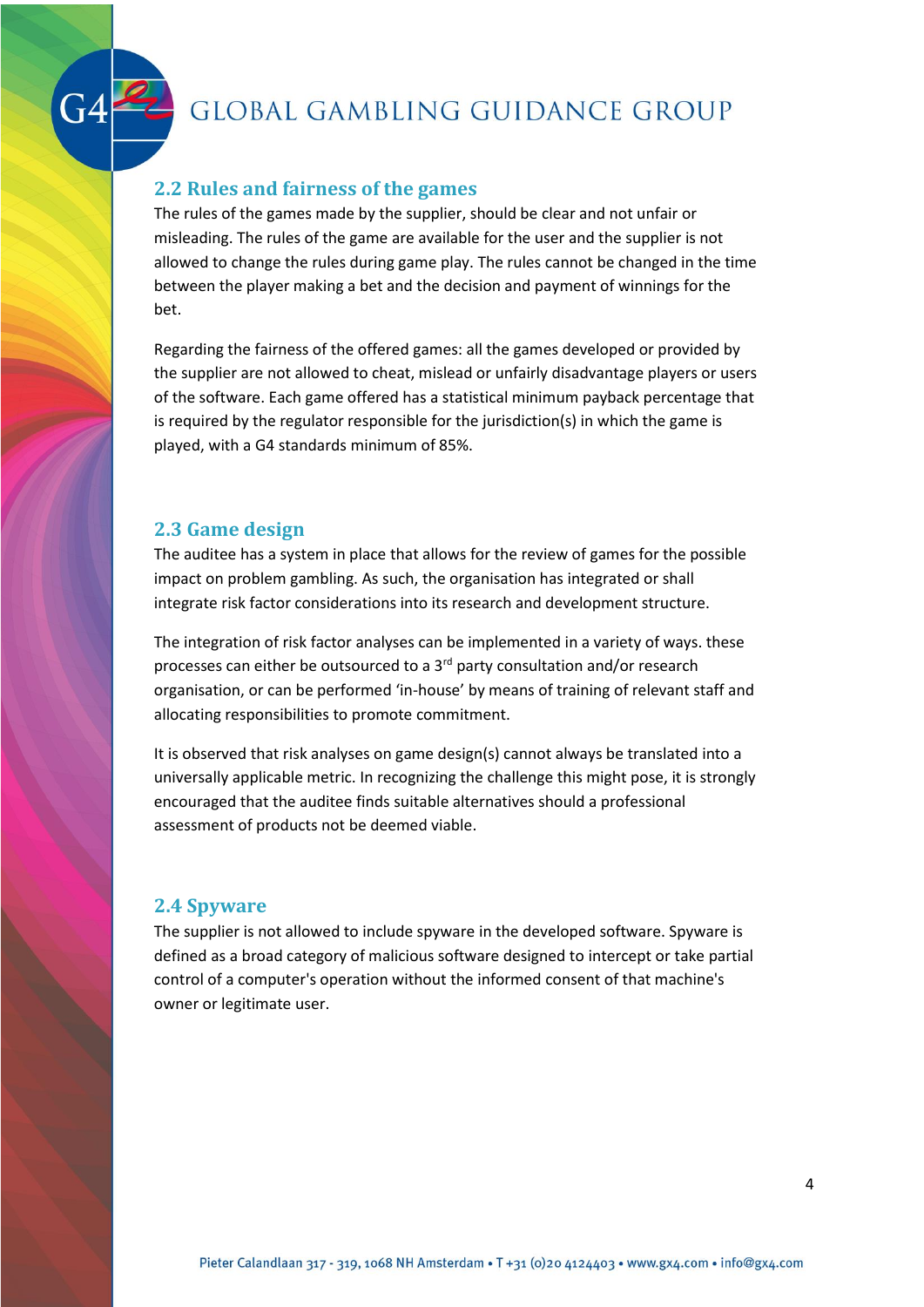## 2.2 Rules and fairness of the games

The rules of the games made by the supplier, should be clear and not unfair or misleading. The rules of the game are available for the user and the supplier is not allowed to change the rules during game play. The rules cannot be changed in the time between the player making a bet and the decision and payment of winnings for the bet.

Regarding the fairness of the offered games: all the games developed or provided by the supplier are not allowed to cheat, mislead or unfairly disadvantage players or users of the software. Each game offered has a statistical minimum payback percentage that is required by the regulator responsible for the jurisdiction(s) in which the game is played, with a G4 standards minimum of 85%.

## 2.3 Game design

The auditee has a system in place that allows for the review of games for the possible impact on problem gambling. As such, the organisation has integrated or shall integrate risk factor considerations into its research and development structure.

The integration of risk factor analyses can be implemented in a variety of ways. these processes can either be outsourced to a 3rd party consultation and/or research organisation, or can be performed 'in-house' by means of training of relevant staff and allocating responsibilities to promote commitment.

It is observed that risk analyses on game design(s) cannot always be translated into a universally applicable metric. In recognizing the challenge this might pose, it is strongly encouraged that the auditee finds suitable alternatives should a professional assessment of products not be deemed viable.

## 2.4 Spyware

The supplier is not allowed to include spyware in the developed software. Spyware is defined as a broad category of malicious software designed to intercept or take partial control of a computer's operation without the informed consent of that machine's owner or legitimate user.